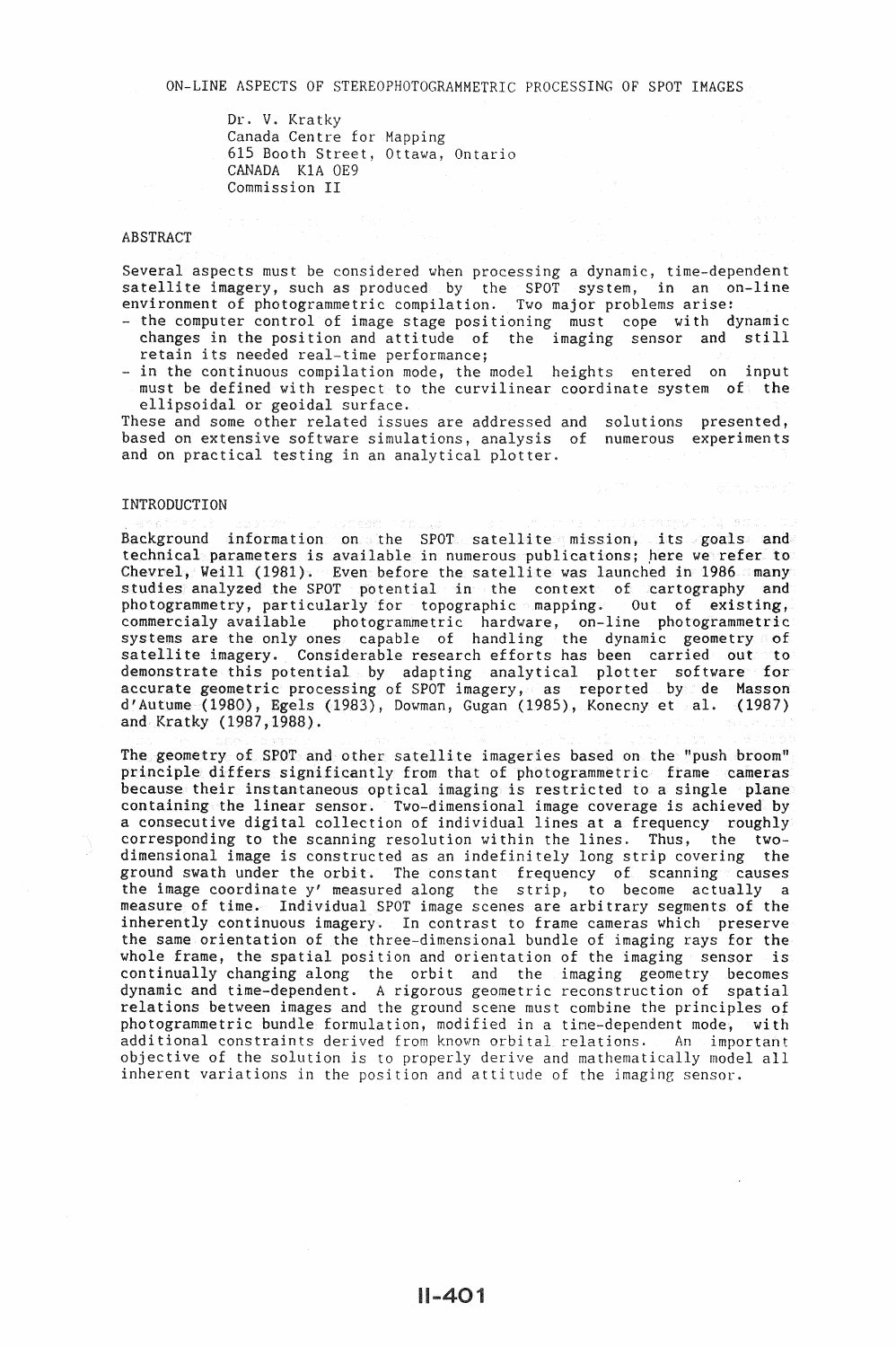# ON-LINE ASPECTS OF STEREOPHOTOGRAMMETRIC PROCESSING OF SPOT IMAGES

Dr. V. Kratky
Canada Centre for Mapping
615 Booth Street, Ottawa, Ontario
CANADA K1A 0E9
Commission II

## ABSTRACT

Several aspects must be considered when processing a dynamic, time-dependent satellite imagery, such as produced by the SPOT system, in an on-line environment of photogrammetric compilation. Two major problems arise:

- the computer control of image stage positioning must cope with dynamic changes in the position and attitude of the imaging sensor and still retain its needed real-time performance;
- in the continuous compilation mode, the model heights entered on input must be defined with respect to the curvilinear coordinate system of the ellipsoidal or geoidal surface.

These and some other related issues are addressed and solutions presented, based on extensive software simulations, analysis of numerous experiments and on practical testing in an analytical plotter.

## INTRODUCTION

Background information on the SPOT satellite mission, its goals and technical parameters is available in numerous publications; here we refer to Chevrel, Weill (1981). Even before the satellite was launched in 1986 many studies analyzed the SPOT potential in the context of cartography and photogrammetry, particularly for topographic mapping. Out of existing, commercialy available photogrammetric hardware, on-line photogrammetric systems are the only ones capable of handling the dynamic geometry of satellite imagery. Considerable research efforts has been carried out to demonstrate this potential by adapting analytical plotter software for accurate geometric processing of SPOT imagery, as reported by de Masson d'Autume (1980), Egels (1983), Dowman, Gugan (1985), Konecny et al. (1987) and Kratky (1987,1988).

The geometry of SPOT and other satellite imageries based on the "push broom" principle differs significantly from that of photogrammetric frame cameras because their instantaneous optical imaging is restricted to a single plane containing the linear sensor. Two-dimensional image coverage is achieved by a consecutive digital collection of individual lines at a frequency roughly corresponding to the scanning resolution within the lines. Thus, the two-dimensional image is constructed as an indefinitely long strip covering the ground swath under the orbit. The constant frequency of scanning causes the image coordinate y' measured along the strip, to become actually a measure of time. Individual SPOT image scenes are arbitrary segments of the inherently continuous imagery. In contrast to frame cameras which preserve the same orientation of the three-dimensional bundle of imaging rays for the whole frame, the spatial position and orientation of the imaging sensor is continually changing along the orbit and the imaging geometry becomes dynamic and time-dependent. A rigorous geometric reconstruction of spatial relations between images and the ground scene must combine the principles of photogrammetric bundle formulation, modified in a time-dependent mode, with additional constraints derived from known orbital relations. An important objective of the solution is to properly derive and mathematically model all inherent variations in the position and attitude of the imaging sensor.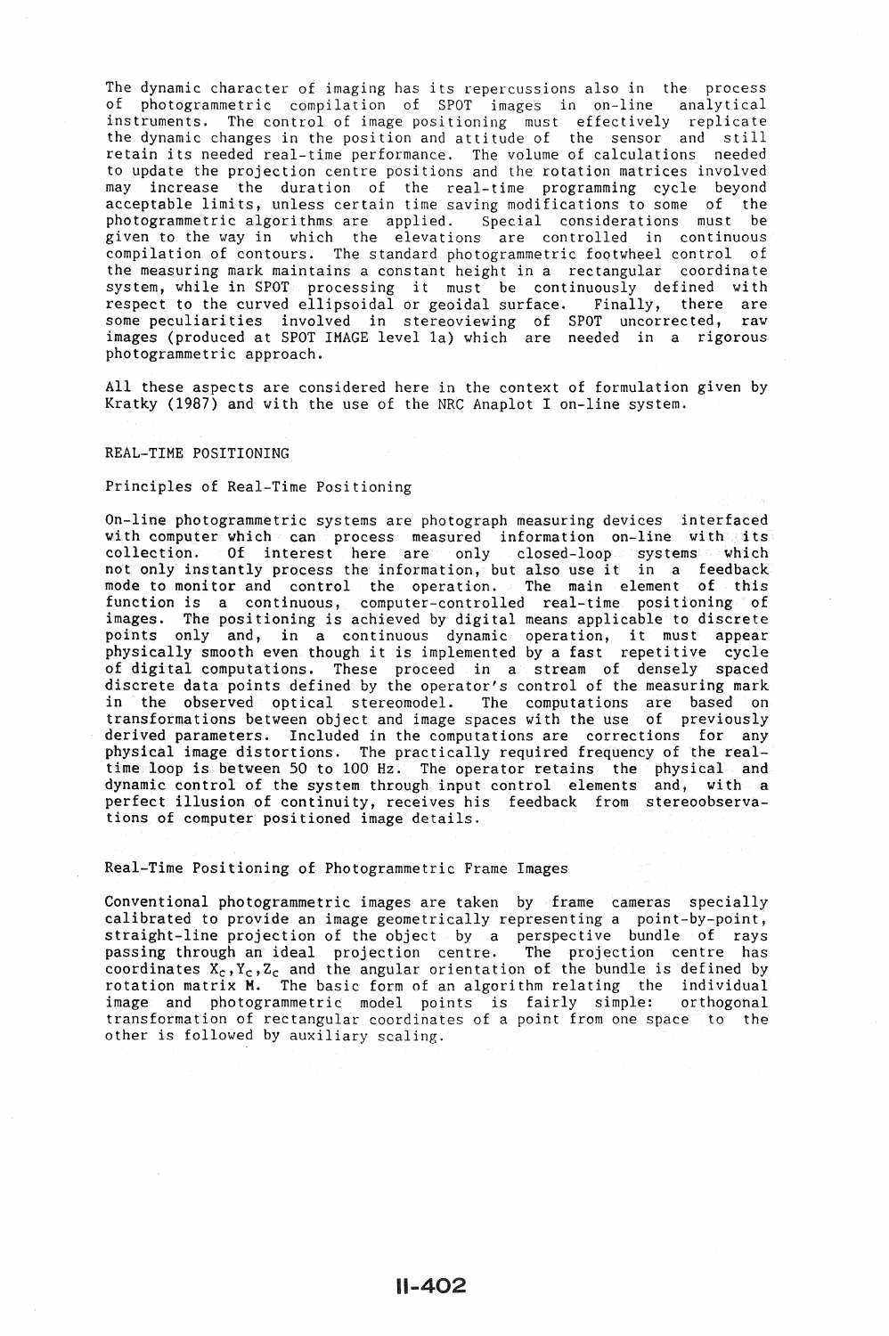The dynamic character of imaging has its repercussions also in the process of photogrammetric compilation of SPOT images in on-line analytical instruments. The control of image positioning must effectively replicate the dynamic changes in the position and attitude of the sensor and still retain its needed real-time performance. The volume of calculations needed to update the projection centre positions and the rotation matrices involved may increase the duration of the real-time programming cycle beyond acceptable limits, unless certain time saving modifications to some of the photogrammetric algorithms are applied. Special considerations must be given to the way in which the elevations are controlled in continuous compilation of contours. The standard photogrammetric footwheel control of the measuring mark maintains a constant height in a rectangular coordinate system, while in SPOT processing it must be continuously defined with respect to the curved ellipsoidal or geoidal surface. Finally, there are some peculiarities involved in stereoviewing of SPOT uncorrected, raw images (produced at SPOT IMAGE level 1a) which are needed in a rigorous photogrammetric approach.

All these aspects are considered here in the context of formulation given by Kratky (1987) and with the use of the NRC Anaplot I on-line system.

## REAL-TIME POSITIONING

### Principles of Real-Time Positioning

On-line photogrammetric systems are photograph measuring devices interfaced with computer which can process measured information on-line with its collection. Of interest here are only closed-loop systems which not only instantly process the information, but also use it in a feedback mode to monitor and control the operation. The main element of this function is a continuous, computer-controlled real-time positioning of images. The positioning is achieved by digital means applicable to discrete points only and, in a continuous dynamic operation, it must appear physically smooth even though it is implemented by a fast repetitive cycle of digital computations. These proceed in a stream of densely spaced discrete data points defined by the operator's control of the measuring mark in the observed optical stereomodel. The computations are based on transformations between object and image spaces with the use of previously derived parameters. Included in the computations are corrections for any physical image distortions. The practically required frequency of the real-time loop is between 50 to 100 Hz. The operator retains the physical and dynamic control of the system through input control elements and, with a perfect illusion of continuity, receives his feedback from stereoobservations of computer positioned image details.

### Real-Time Positioning of Photogrammetric Frame Images

Conventional photogrammetric images are taken by frame cameras specially calibrated to provide an image geometrically representing a point-by-point, straight-line projection of the object by a perspective bundle of rays passing through an ideal projection centre. The projection centre has coordinates $X_C, Y_C, Z_C$ and the angular orientation of the bundle is defined by rotation matrix $M$. The basic form of an algorithm relating the individual image and photogrammetric model points is fairly simple: orthogonal transformation of rectangular coordinates of a point from one space to the other is followed by auxiliary scaling.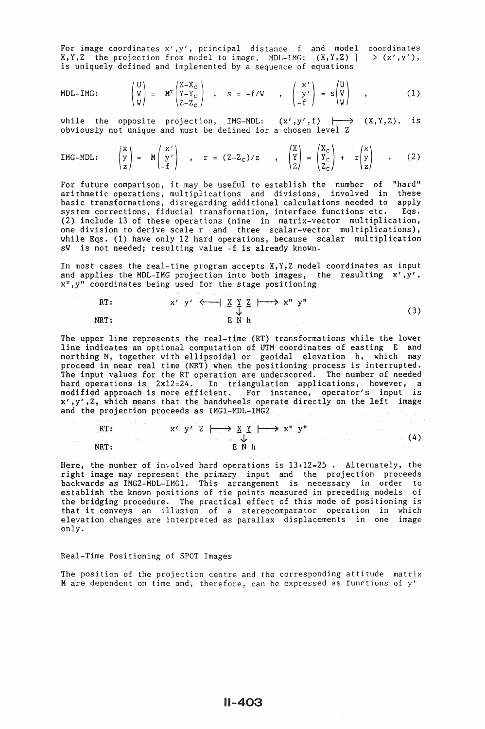For image coordinates $x',y'$, principal distance $f$ and model coordinates $X,Y,Z$ the projection from model to image, MDL-IMG: $(X,Y,Z) \longmapsto (x',y')$, is uniquely defined and implemented by a sequence of equations

$$\text{MDL-IMG:} \qquad \begin{pmatrix} U \\ V \\ W \end{pmatrix} = M^T \begin{pmatrix} X-X_C \\ Y-Y_C \\ Z-Z_C \end{pmatrix} \quad , \quad s = -f/W \quad , \quad \begin{pmatrix} x' \\ y' \\ -f \end{pmatrix} = s \begin{pmatrix} U \\ V \\ W \end{pmatrix} \quad , \qquad (1)$$

while the opposite projection, IMG-MDL: $(x',y',f) \longmapsto (X,Y,Z)$, is obviously not unique and must be defined for a chosen level $Z$

$$\text{IMG-MDL:} \qquad \begin{pmatrix} x \\ y \\ z \end{pmatrix} = M \begin{pmatrix} x' \\ y' \\ -f \end{pmatrix} \quad , \quad r = (Z-Z_C)/z \quad , \quad \begin{pmatrix} X \\ Y \\ Z \end{pmatrix} = \begin{pmatrix} X_C \\ Y_C \\ Z_C \end{pmatrix} + r \begin{pmatrix} x \\ y \\ z \end{pmatrix} \quad . \qquad (2)$$

For future comparison, it may be useful to establish the number of "hard" arithmetic operations, multiplications and divisions, involved in these basic transformations, disregarding additional calculations needed to apply system corrections, fiducial transformation, interface functions etc. Eqs. (2) include 13 of these operations (nine in matrix-vector multiplication, one division to derive scale $r$ and three scalar-vector multiplications), while Eqs. (1) have only 12 hard operations, because scalar multiplication $sW$ is not needed; resulting value $-f$ is already known.

In most cases the real-time program accepts $X,Y,Z$ model coordinates as input and applies the MDL-IMG projection into both images, the resulting $x',y'$, $x'',y''$ coordinates being used for the stage positioning

$$\begin{array}{lc} \text{RT:} & x'\ y' \longleftarrow \underline{X}\ \underline{Y}\ \underline{Z} \longmapsto x''\ y'' \\ & \downarrow \\ \text{NRT:} & E\ N\ h \end{array} \qquad (3)$$

The upper line represents the real-time (RT) transformations while the lower line indicates an optional computation of UTM coordinates of easting $E$ and northing $N$, together with ellipsoidal or geoidal elevation $h$, which may proceed in near real time (NRT) when the positioning process is interrupted. The input values for the RT operation are underscored. The number of needed hard operations is 2x12=24. In triangulation applications, however, a modified approach is more efficient. For instance, operator's input is $x',y',Z$, which means that the handwheels operate directly on the left image and the projection proceeds as IMG1-MDL-IMG2

$$\begin{array}{lc} \text{RT:} & x'\ y'\ Z \longmapsto \underline{X}\ \underline{Y} \longmapsto x''\ y'' \\ & \downarrow \\ \text{NRT:} & E\ N\ h \end{array} \qquad (4)$$

Here, the number of involved hard operations is 13+12=25 . Alternately, the right image may represent the primary input and the projection proceeds backwards as IMG2-MDL-IMG1. This arrangement is necessary in order to establish the known positions of tie points measured in preceding models of the bridging procedure. The practical effect of this mode of positioning is that it conveys an illusion of a stereocomparator operation in which elevation changes are interpreted as parallax displacements in one image only.

## Real-Time Positioning of SPOT Images

The position of the projection centre and the corresponding attitude matrix $M$ are dependent on time and, therefore, can be expressed as functions of $y'$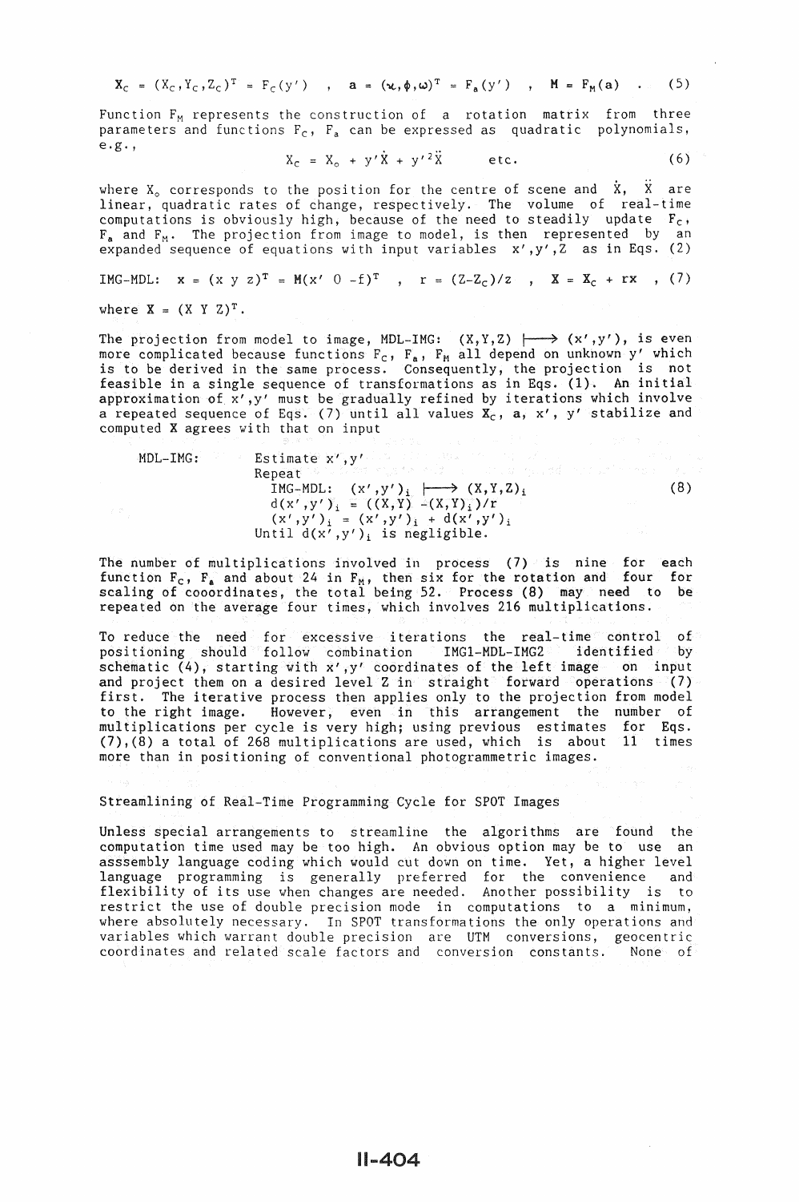$$\mathbf{X}_C = (X_C, Y_C, Z_C)^T = F_C(y') \quad , \quad \mathbf{a} = (\kappa, \phi, \omega)^T = F_a(y') \quad , \quad \mathbf{M} = F_M(\mathbf{a}) \quad . \tag{5}$$

Function $F_M$ represents the construction of a rotation matrix from three parameters and functions $F_C$, $F_a$ can be expressed as quadratic polynomials, e.g.,

$$X_C = X_o + y'\dot{X} + y'^2\ddot{X} \qquad \text{etc.} \tag{6}$$

where $X_o$ corresponds to the position for the centre of scene and $\dot{X}$, $\ddot{X}$ are linear, quadratic rates of change, respectively. The volume of real-time computations is obviously high, because of the need to steadily update $F_C$, $F_a$ and $F_M$. The projection from image to model, is then represented by an expanded sequence of equations with input variables $x', y', Z$ as in Eqs. (2)

$$\text{IMG-MDL:} \quad \mathbf{x} = (x\ y\ z)^T = \mathbf{M}(x'\ 0\ {-f})^T \quad , \quad r = (Z - Z_C)/z \quad , \quad \mathbf{X} = \mathbf{X}_C + r\mathbf{x} \quad , \tag{7}$$

where $\mathbf{X} = (X\ Y\ Z)^T$.

The projection from model to image, MDL-IMG: $(X,Y,Z) \longmapsto (x',y')$, is even more complicated because functions $F_C$, $F_a$, $F_M$ all depend on unknown $y'$ which is to be derived in the same process. Consequently, the projection is not feasible in a single sequence of transformations as in Eqs. (1). An initial approximation of $x',y'$ must be gradually refined by iterations which involve a repeated sequence of Eqs. (7) until all values $\mathbf{X}_C$, $\mathbf{a}$, $x'$, $y'$ stabilize and computed $\mathbf{X}$ agrees with that on input

$$
\begin{array}{ll}
\text{MDL-IMG:} & \text{Estimate } x',y' \\
& \text{Repeat} \\
& \quad \text{IMG-MDL:} \quad (x',y')_i \longmapsto (X,Y,Z)_i \\
& \quad d(x',y')_i = ((X,Y) - (X,Y)_i)/r \\
& \quad (x',y')_i = (x',y')_i + d(x',y')_i \\
& \text{Until } d(x',y')_i \text{ is negligible.}
\end{array} \tag{8}
$$

The number of multiplications involved in process (7) is nine for each function $F_C$, $F_a$ and about 24 in $F_M$, then six for the rotation and four for scaling of cooordinates, the total being 52. Process (8) may need to be repeated on the average four times, which involves 216 multiplications.

To reduce the need for excessive iterations the real-time control of positioning should follow combination IMG1-MDL-IMG2 identified by schematic (4), starting with $x',y'$ coordinates of the left image on input and project them on a desired level Z in straight forward operations (7) first. The iterative process then applies only to the projection from model to the right image. However, even in this arrangement the number of multiplications per cycle is very high; using previous estimates for Eqs. (7),(8) a total of 268 multiplications are used, which is about 11 times more than in positioning of conventional photogrammetric images.

## Streamlining of Real-Time Programming Cycle for SPOT Images

Unless special arrangements to streamline the algorithms are found the computation time used may be too high. An obvious option may be to use an asssembly language coding which would cut down on time. Yet, a higher level language programming is generally preferred for the convenience and flexibility of its use when changes are needed. Another possibility is to restrict the use of double precision mode in computations to a minimum, where absolutely necessary. In SPOT transformations the only operations and variables which warrant double precision are UTM conversions, geocentric coordinates and related scale factors and conversion constants. None of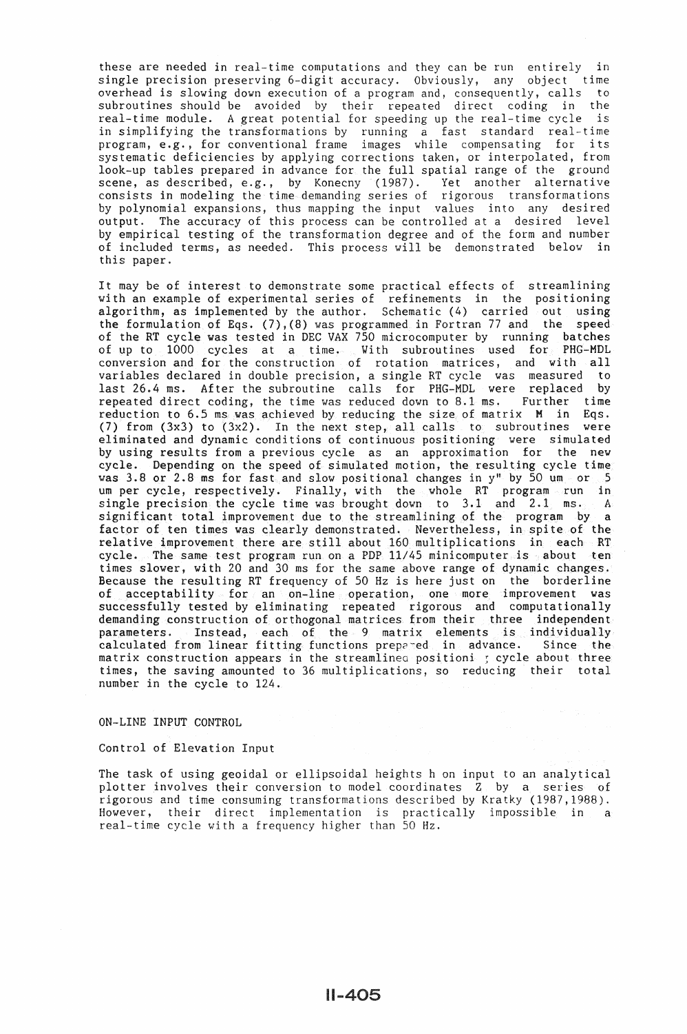these are needed in real-time computations and they can be run entirely in single precision preserving 6-digit accuracy. Obviously, any object time overhead is slowing down execution of a program and, consequently, calls to subroutines should be avoided by their repeated direct coding in the real-time module. A great potential for speeding up the real-time cycle is in simplifying the transformations by running a fast standard real-time program, e.g., for conventional frame images while compensating for its systematic deficiencies by applying corrections taken, or interpolated, from look-up tables prepared in advance for the full spatial range of the ground scene, as described, e.g., by Konecny (1987). Yet another alternative consists in modeling the time demanding series of rigorous transformations by polynomial expansions, thus mapping the input values into any desired output. The accuracy of this process can be controlled at a desired level by empirical testing of the transformation degree and of the form and number of included terms, as needed. This process will be demonstrated below in this paper.

It may be of interest to demonstrate some practical effects of streamlining with an example of experimental series of refinements in the positioning algorithm, as implemented by the author. Schematic (4) carried out using the formulation of Eqs. (7),(8) was programmed in Fortran 77 and the speed of the RT cycle was tested in DEC VAX 750 microcomputer by running batches of up to 1000 cycles at a time. With subroutines used for PHG-MDL conversion and for the construction of rotation matrices, and with all variables declared in double precision, a single RT cycle was measured to last 26.4 ms. After the subroutine calls for PHG-MDL were replaced by repeated direct coding, the time was reduced down to 8.1 ms. Further time reduction to 6.5 ms was achieved by reducing the size of matrix **M** in Eqs. (7) from (3x3) to (3x2). In the next step, all calls to subroutines were eliminated and dynamic conditions of continuous positioning were simulated by using results from a previous cycle as an approximation for the new cycle. Depending on the speed of simulated motion, the resulting cycle time was 3.8 or 2.8 ms for fast and slow positional changes in y" by 50 um or 5 um per cycle, respectively. Finally, with the whole RT program run in single precision the cycle time was brought down to 3.1 and 2.1 ms. A significant total improvement due to the streamlining of the program by a factor of ten times was clearly demonstrated. Nevertheless, in spite of the relative improvement there are still about 160 multiplications in each RT cycle. The same test program run on a PDP 11/45 minicomputer is about ten times slower, with 20 and 30 ms for the same above range of dynamic changes. Because the resulting RT frequency of 50 Hz is here just on the borderline of acceptability for an on-line operation, one more improvement was successfully tested by eliminating repeated rigorous and computationally demanding construction of orthogonal matrices from their three independent parameters. Instead, each of the 9 matrix elements is individually calculated from linear fitting functions prepared in advance. Since the matrix construction appears in the streamlined positioning cycle about three times, the saving amounted to 36 multiplications, so reducing their total number in the cycle to 124.

## ON-LINE INPUT CONTROL

### Control of Elevation Input

The task of using geoidal or ellipsoidal heights h on input to an analytical plotter involves their conversion to model coordinates Z by a series of rigorous and time consuming transformations described by Kratky (1987,1988). However, their direct implementation is practically impossible in a real-time cycle with a frequency higher than 50 Hz.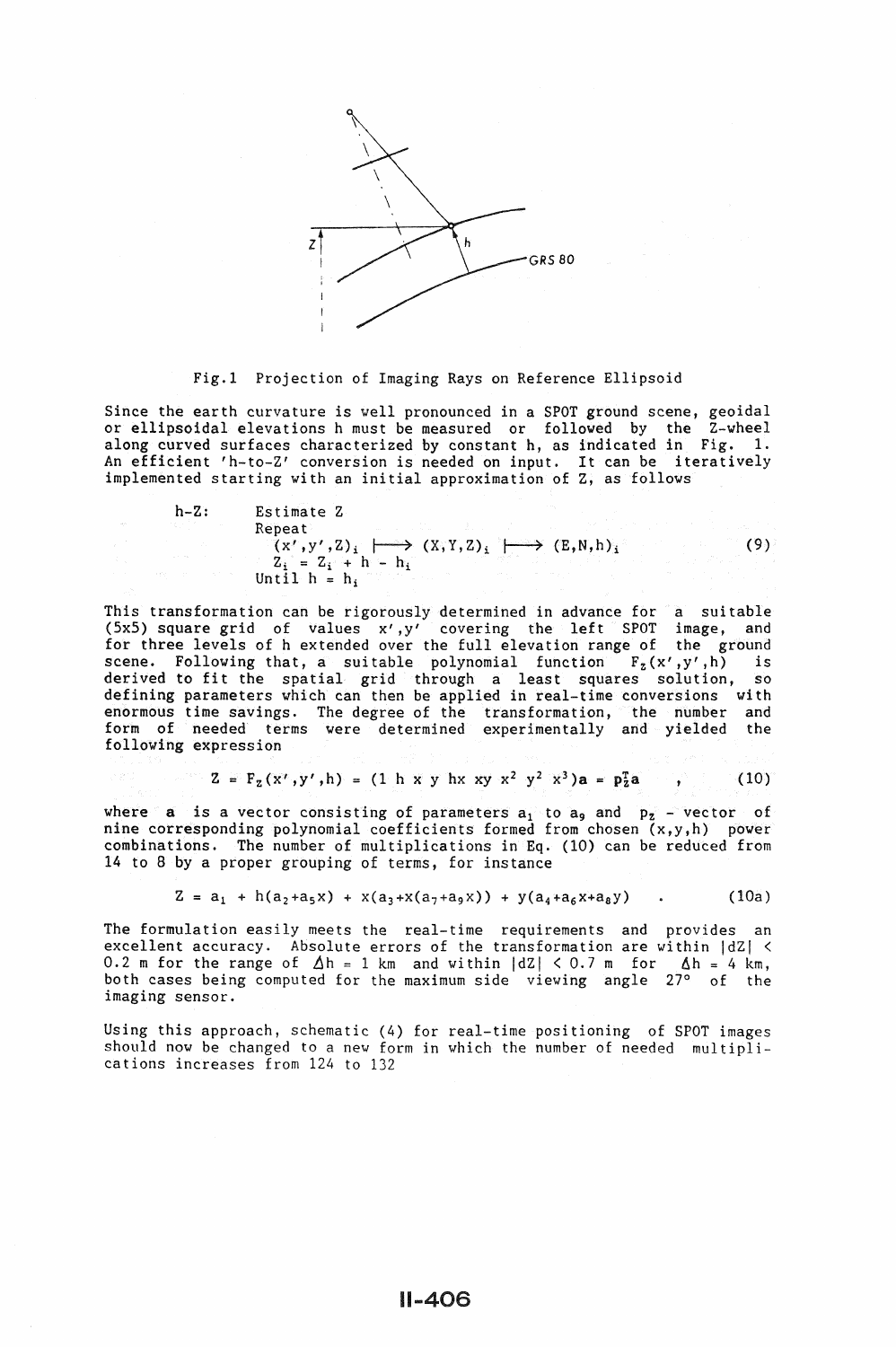Fig.1 Projection of Imaging Rays on Reference Ellipsoid

Since the earth curvature is well pronounced in a SPOT ground scene, geoidal or ellipsoidal elevations h must be measured or followed by the Z-wheel along curved surfaces characterized by constant h, as indicated in Fig. 1. An efficient 'h-to-Z' conversion is needed on input. It can be iteratively implemented starting with an initial approximation of Z, as follows

$$
\begin{array}{ll}
\text{h-Z:} & \text{Estimate } Z \\
 & \text{Repeat} \\
 & \quad (x',y',Z)_i \longmapsto (X,Y,Z)_i \longmapsto (E,N,h)_i \\
 & \quad Z_i = Z_i + h - h_i \\
 & \text{Until } h = h_i
\end{array}
\tag{9}
$$

This transformation can be rigorously determined in advance for a suitable (5x5) square grid of values x',y' covering the left SPOT image, and for three levels of h extended over the full elevation range of the ground scene. Following that, a suitable polynomial function $F_Z(x',y',h)$ is derived to fit the spatial grid through a least squares solution, so defining parameters which can then be applied in real-time conversions with enormous time savings. The degree of the transformation, the number and form of needed terms were determined experimentally and yielded the following expression

$$
Z = F_Z(x',y',h) = (1 \; h \; x \; y \; hx \; xy \; x^2 \; y^2 \; x^3)\mathbf{a} = \mathbf{p}_Z^T\mathbf{a} \quad , \tag{10}
$$

where **a** is a vector consisting of parameters $a_1$ to $a_9$ and $p_Z$ - vector of nine corresponding polynomial coefficients formed from chosen (x,y,h) power combinations. The number of multiplications in Eq. (10) can be reduced from 14 to 8 by a proper grouping of terms, for instance

$$
Z = a_1 + h(a_2+a_5x) + x(a_3+x(a_7+a_9x)) + y(a_4+a_6x+a_8y) \quad . \tag{10a}
$$

The formulation easily meets the real-time requirements and provides an excellent accuracy. Absolute errors of the transformation are within $|dZ| < 0.2$ m for the range of $\Delta h = 1$ km and within $|dZ| < 0.7$ m for $\Delta h = 4$ km, both cases being computed for the maximum side viewing angle 27° of the imaging sensor.

Using this approach, schematic (4) for real-time positioning of SPOT images should now be changed to a new form in which the number of needed multiplications increases from 124 to 132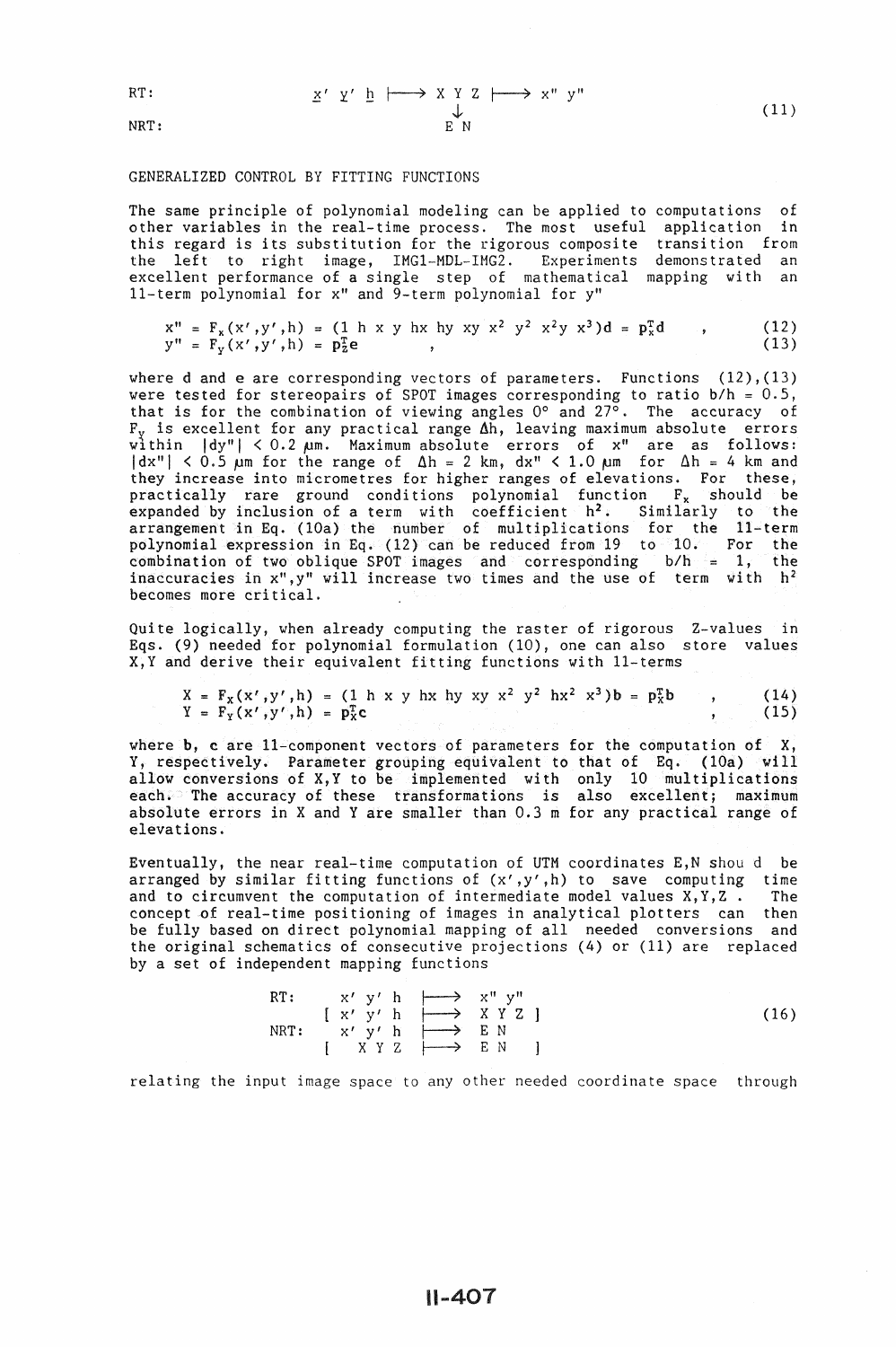$$
\begin{array}{llcl}
\text{RT:} & \underline{x}'\ \underline{y}'\ \underline{h} \longmapsto X\ Y\ Z \longmapsto x''\ y'' & & \\
& \qquad\qquad\quad \downarrow & & (11) \\
\text{NRT:} & \qquad\qquad\quad E\ N & &
\end{array}
$$

## GENERALIZED CONTROL BY FITTING FUNCTIONS

The same principle of polynomial modeling can be applied to computations of other variables in the real-time process. The most useful application in this regard is its substitution for the rigorous composite transition from the left to right image, IMG1-MDL-IMG2. Experiments demonstrated an excellent performance of a single step of mathematical mapping with an 11-term polynomial for x" and 9-term polynomial for y"

$$x'' = F_x(x',y',h) = (1\ h\ x\ y\ hx\ hy\ xy\ x^2\ y^2\ x^2y\ x^3)\mathbf{d} = \mathbf{p}_x^T\mathbf{d} \quad , \qquad (12)$$

$$y'' = F_y(x',y',h) = \mathbf{p}_z^T\mathbf{e} \quad , \qquad (13)$$

where **d** and **e** are corresponding vectors of parameters. Functions (12),(13) were tested for stereopairs of SPOT images corresponding to ratio b/h = 0.5, that is for the combination of viewing angles 0° and 27°. The accuracy of $F_y$ is excellent for any practical range $\Delta h$, leaving maximum absolute errors within $|dy''| < 0.2\ \mu m$. Maximum absolute errors of x" are as follows: $|dx''| < 0.5\ \mu m$ for the range of $\Delta h = 2$ km, $dx'' < 1.0\ \mu m$ for $\Delta h = 4$ km and they increase into micrometres for higher ranges of elevations. For these, practically rare ground conditions polynomial function $F_x$ should be expanded by inclusion of a term with coefficient $h^2$. Similarly to the arrangement in Eq. (10a) the number of multiplications for the 11-term polynomial expression in Eq. (12) can be reduced from 19 to 10. For the combination of two oblique SPOT images and corresponding b/h = 1, the inaccuracies in x",y" will increase two times and the use of term with $h^2$ becomes more critical.

Quite logically, when already computing the raster of rigorous Z-values in Eqs. (9) needed for polynomial formulation (10), one can also store values X,Y and derive their equivalent fitting functions with 11-terms

$$X = F_X(x',y',h) = (1\ h\ x\ y\ hx\ hy\ xy\ x^2\ y^2\ hx^2\ x^3)\mathbf{b} = \mathbf{p}_X^T\mathbf{b} \quad , \qquad (14)$$

$$Y = F_Y(x',y',h) = \mathbf{p}_X^T\mathbf{c} \quad , \qquad (15)$$

where **b**, **c** are 11-component vectors of parameters for the computation of X, Y, respectively. Parameter grouping equivalent to that of Eq. (10a) will allow conversions of X,Y to be implemented with only 10 multiplications each. The accuracy of these transformations is also excellent; maximum absolute errors in X and Y are smaller than 0.3 m for any practical range of elevations.

Eventually, the near real-time computation of UTM coordinates E,N shou d be arranged by similar fitting functions of (x',y',h) to save computing time and to circumvent the computation of intermediate model values X,Y,Z . The concept of real-time positioning of images in analytical plotters can then be fully based on direct polynomial mapping of all needed conversions and the original schematics of consecutive projections (4) or (11) are replaced by a set of independent mapping functions

$$
\begin{array}{lll}
\text{RT:} & x'\ y'\ h \longmapsto x''\ y'' & \\
& [\ x'\ y'\ h \longmapsto X\ Y\ Z\ ] & \qquad (16) \\
\text{NRT:} & x'\ y'\ h \longmapsto E\ N & \\
& [\ \ X\ Y\ Z \longmapsto E\ N\ \ ] &
\end{array}
$$

relating the input image space to any other needed coordinate space through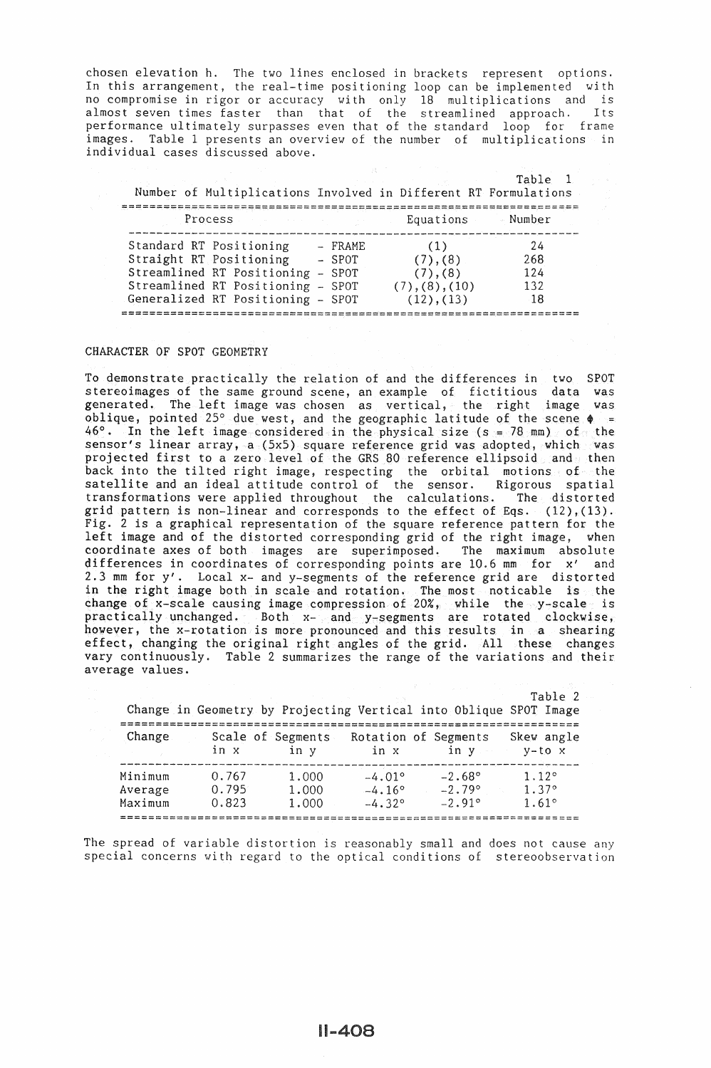chosen elevation h. The two lines enclosed in brackets represent options. In this arrangement, the real-time positioning loop can be implemented with no compromise in rigor or accuracy with only 18 multiplications and is almost seven times faster than that of the streamlined approach. Its performance ultimately surpasses even that of the standard loop for frame images. Table 1 presents an overview of the number of multiplications in individual cases discussed above.

Table 1

Number of Multiplications Involved in Different RT Formulations

| Process | Equations | Number |
|---|---|---|
| Standard RT Positioning - FRAME | (1) | 24 |
| Straight RT Positioning - SPOT | (7),(8) | 268 |
| Streamlined RT Positioning - SPOT | (7),(8) | 124 |
| Streamlined RT Positioning - SPOT | (7),(8),(10) | 132 |
| Generalized RT Positioning - SPOT | (12),(13) | 18 |

## CHARACTER OF SPOT GEOMETRY

To demonstrate practically the relation of and the differences in two SPOT stereoimages of the same ground scene, an example of fictitious data was generated. The left image was chosen as vertical, the right image was oblique, pointed 25° due west, and the geographic latitude of the scene $\phi$ = 46°. In the left image considered in the physical size (s = 78 mm) of the sensor's linear array, a (5x5) square reference grid was adopted, which was projected first to a zero level of the GRS 80 reference ellipsoid and then back into the tilted right image, respecting the orbital motions of the satellite and an ideal attitude control of the sensor. Rigorous spatial transformations were applied throughout the calculations. The distorted grid pattern is non-linear and corresponds to the effect of Eqs. (12),(13). Fig. 2 is a graphical representation of the square reference pattern for the left image and of the distorted corresponding grid of the right image, when coordinate axes of both images are superimposed. The maximum absolute differences in coordinates of corresponding points are 10.6 mm for $x'$ and 2.3 mm for $y'$. Local x- and y-segments of the reference grid are distorted in the right image both in scale and rotation. The most noticable is the change of x-scale causing image compression of 20%, while the y-scale is practically unchanged. Both x- and y-segments are rotated clockwise, however, the x-rotation is more pronounced and this results in a shearing effect, changing the original right angles of the grid. All these changes vary continuously. Table 2 summarizes the range of the variations and their average values.

Table 2

Change in Geometry by Projecting Vertical into Oblique SPOT Image

| Change | Scale of Segments in x | Scale of Segments in y | Rotation of Segments in x | Rotation of Segments in y | Skew angle y-to x |
|---|---|---|---|---|---|
| Minimum | 0.767 | 1.000 | -4.01° | -2.68° | 1.12° |
| Average | 0.795 | 1.000 | -4.16° | -2.79° | 1.37° |
| Maximum | 0.823 | 1.000 | -4.32° | -2.91° | 1.61° |

The spread of variable distortion is reasonably small and does not cause any special concerns with regard to the optical conditions of stereoobservation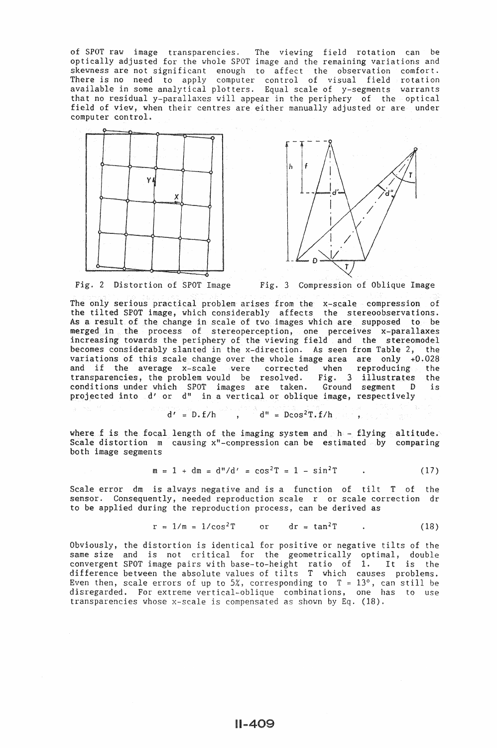of SPOT raw image transparencies. The viewing field rotation can be optically adjusted for the whole SPOT image and the remaining variations and skewness are not significant enough to affect the observation comfort. There is no need to apply computer control of visual field rotation available in some analytical plotters. Equal scale of y-segments warrants that no residual y-parallaxes will appear in the periphery of the optical field of view, when their centres are either manually adjusted or are under computer control.

Fig. 2 Distortion of SPOT Image

Fig. 3 Compression of Oblique Image

The only serious practical problem arises from the x-scale compression of the tilted SPOT image, which considerably affects the stereoobservations. As a result of the change in scale of two images which are supposed to be merged in the process of stereoperception, one perceives x-parallaxes increasing towards the periphery of the viewing field and the stereomodel becomes considerably slanted in the x-direction. As seen from Table 2, the variations of this scale change over the whole image area are only +0.028 and if the average x-scale were corrected when reproducing the transparencies, the problem would be resolved. Fig. 3 illustrates the conditions under which SPOT images are taken. Ground segment D is projected into d′ or d″ in a vertical or oblique image, respectively

$$d' = D.f/h \quad , \quad d'' = D\cos^2 T.f/h \quad ,$$

where f is the focal length of the imaging system and h - flying altitude. Scale distortion m causing x″-compression can be estimated by comparing both image segments

$$m = 1 + dm = d''/d' = \cos^2 T = 1 - \sin^2 T \quad . \tag{17}$$

Scale error dm is always negative and is a function of tilt T of the sensor. Consequently, needed reproduction scale r or scale correction dr to be applied during the reproduction process, can be derived as

$$r = 1/m = 1/\cos^2 T \quad \text{or} \quad dr = \tan^2 T \quad . \tag{18}$$

Obviously, the distortion is identical for positive or negative tilts of the same size and is not critical for the geometrically optimal, double convergent SPOT image pairs with base-to-height ratio of 1. It is the difference between the absolute values of tilts T which causes problems. Even then, scale errors of up to 5%, corresponding to T = 13°, can still be disregarded. For extreme vertical-oblique combinations, one has to use transparencies whose x-scale is compensated as shown by Eq. (18).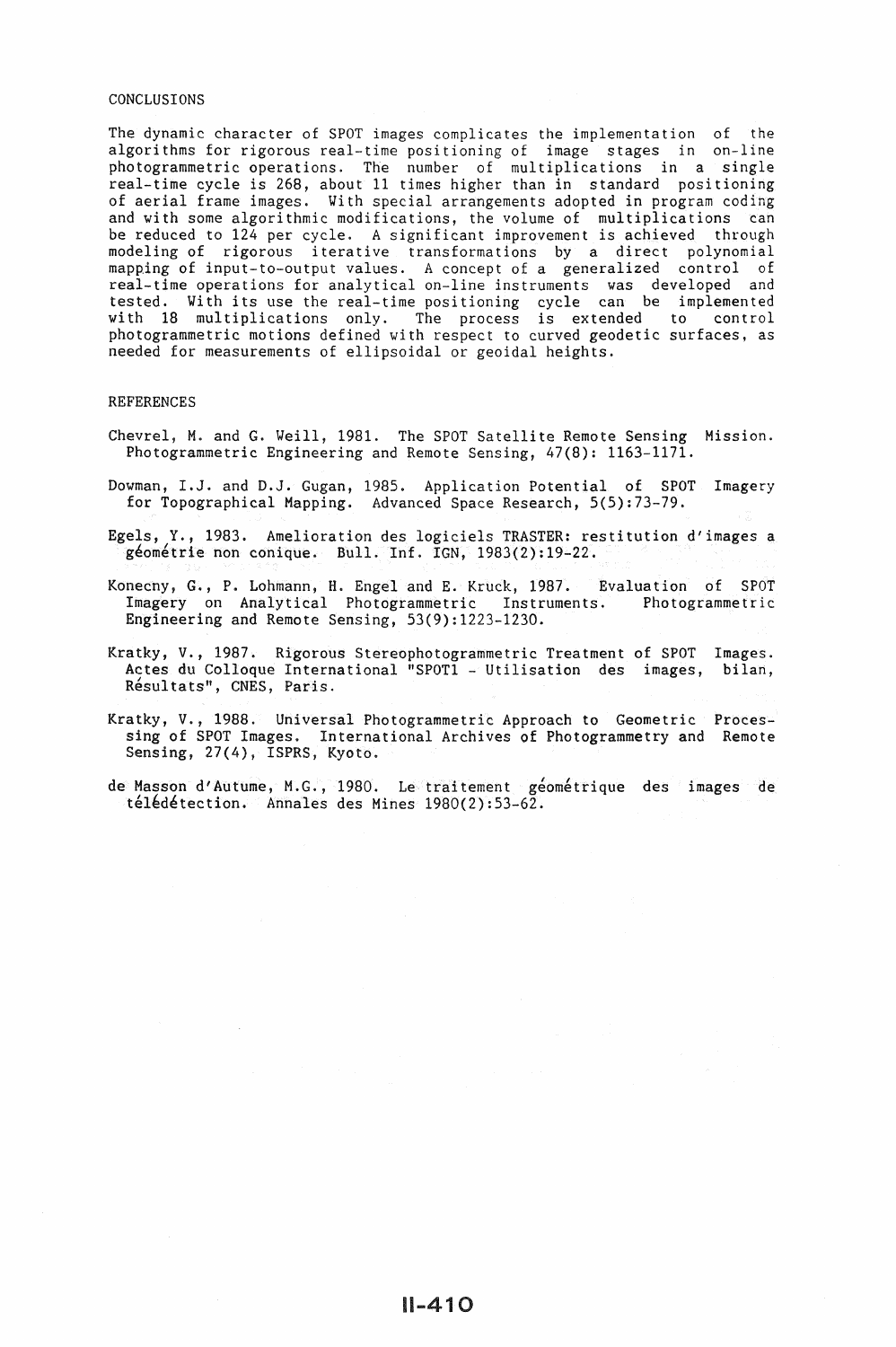## CONCLUSIONS

The dynamic character of SPOT images complicates the implementation of the algorithms for rigorous real-time positioning of image stages in on-line photogrammetric operations. The number of multiplications in a single real-time cycle is 268, about 11 times higher than in standard positioning of aerial frame images. With special arrangements adopted in program coding and with some algorithmic modifications, the volume of multiplications can be reduced to 124 per cycle. A significant improvement is achieved through modeling of rigorous iterative transformations by a direct polynomial mapping of input-to-output values. A concept of a generalized control of real-time operations for analytical on-line instruments was developed and tested. With its use the real-time positioning cycle can be implemented with 18 multiplications only. The process is extended to control photogrammetric motions defined with respect to curved geodetic surfaces, as needed for measurements of ellipsoidal or geoidal heights.

## REFERENCES

Chevrel, M. and G. Weill, 1981. The SPOT Satellite Remote Sensing Mission. Photogrammetric Engineering and Remote Sensing, 47(8): 1163-1171.

Dowman, I.J. and D.J. Gugan, 1985. Application Potential of SPOT Imagery for Topographical Mapping. Advanced Space Research, 5(5):73-79.

Egels, Y., 1983. Amelioration des logiciels TRASTER: restitution d'images a géométrie non conique. Bull. Inf. IGN, 1983(2):19-22.

Konecny, G., P. Lohmann, H. Engel and E. Kruck, 1987. Evaluation of SPOT Imagery on Analytical Photogrammetric Instruments. Photogrammetric Engineering and Remote Sensing, 53(9):1223-1230.

Kratky, V., 1987. Rigorous Stereophotogrammetric Treatment of SPOT Images. Actes du Colloque International "SPOT1 - Utilisation des images, bilan, Résultats", CNES, Paris.

Kratky, V., 1988. Universal Photogrammetric Approach to Geometric Processing of SPOT Images. International Archives of Photogrammetry and Remote Sensing, 27(4), ISPRS, Kyoto.

de Masson d'Autume, M.G., 1980. Le traitement géométrique des images de télédétection. Annales des Mines 1980(2):53-62.